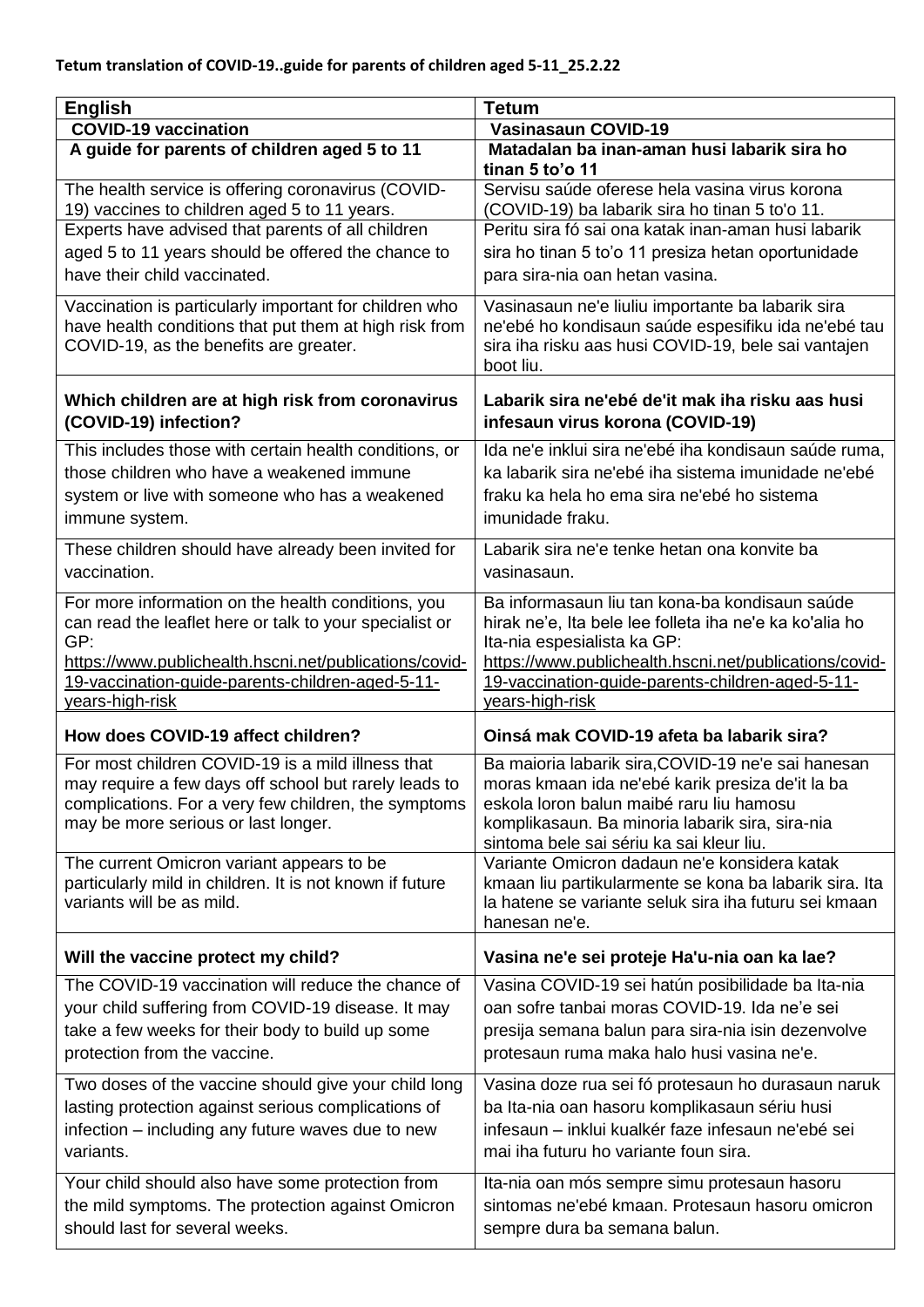**Tetum translation of COVID-19..guide for parents of children aged 5-11_25.2.22**

| English | Tetum |
| --- | --- |
| **COVID-19 vaccination** | **Vasinasaun COVID-19** |
| **A guide for parents of children aged 5 to 11** | **Matadalan ba inan-aman husi labarik sira ho tinan 5 to'o 11** |
| The health service is offering coronavirus (COVID-19) vaccines to children aged 5 to 11 years. | Servisu saúde oferese hela vasina virus korona (COVID-19) ba labarik sira ho tinan 5 to'o 11. |
| Experts have advised that parents of all children aged 5 to 11 years should be offered the chance to have their child vaccinated. | Peritu sira fó sai ona katak inan-aman husi labarik sira ho tinan 5 to'o 11 presiza hetan oportunidade para sira-nia oan hetan vasina. |
| Vaccination is particularly important for children who have health conditions that put them at high risk from COVID-19, as the benefits are greater. | Vasinasaun ne'e liuliu importante ba labarik sira ne'ebé ho kondisaun saúde espesifiku ida ne'ebé tau sira iha risku aas husi COVID-19, bele sai vantajen boot liu. |
| **Which children are at high risk from coronavirus (COVID-19) infection?** | **Labarik sira ne'ebé de'it mak iha risku aas husi infesaun virus korona (COVID-19)** |
| This includes those with certain health conditions, or those children who have a weakened immune system or live with someone who has a weakened immune system. | Ida ne'e inklui sira ne'ebé iha kondisaun saúde ruma, ka labarik sira ne'ebé iha sistema imunidade ne'ebé fraku ka hela ho ema sira ne'ebé ho sistema imunidade fraku. |
| These children should have already been invited for vaccination. | Labarik sira ne'e tenke hetan ona konvite ba vasinasaun. |
| For more information on the health conditions, you can read the leaflet here or talk to your specialist or GP: https://www.publichealth.hscni.net/publications/covid-19-vaccination-guide-parents-children-aged-5-11-years-high-risk | Ba informasaun liu tan kona-ba kondisaun saúde hirak ne'e, Ita bele lee folleta iha ne'e ka ko'alia ho Ita-nia espesialista ka GP: https://www.publichealth.hscni.net/publications/covid-19-vaccination-guide-parents-children-aged-5-11-years-high-risk |
| **How does COVID-19 affect children?** | **Oinsá mak COVID-19 afeta ba labarik sira?** |
| For most children COVID-19 is a mild illness that may require a few days off school but rarely leads to complications. For a very few children, the symptoms may be more serious or last longer. | Ba maioria labarik sira,COVID-19 ne'e sai hanesan moras kmaan ida ne'ebé karik presiza de'it la ba eskola loron balun maibé raru liu hamosu komplikasaun. Ba minoria labarik sira, sira-nia sintoma bele sai sériu ka sai kleur liu. |
| The current Omicron variant appears to be particularly mild in children. It is not known if future variants will be as mild. | Variante Omicron dadaun ne'e konsidera katak kmaan liu partikularmente se kona ba labarik sira. Ita la hatene se variante seluk sira iha futuru sei kmaan hanesan ne'e. |
| **Will the vaccine protect my child?** | **Vasina ne'e sei proteje Ha'u-nia oan ka lae?** |
| The COVID-19 vaccination will reduce the chance of your child suffering from COVID-19 disease. It may take a few weeks for their body to build up some protection from the vaccine. | Vasina COVID-19 sei hatún posibilidade ba Ita-nia oan sofre tanbai moras COVID-19. Ida ne'e sei presija semana balun para sira-nia isin dezenvolve protesaun ruma maka halo husi vasina ne'e. |
| Two doses of the vaccine should give your child long lasting protection against serious complications of infection – including any future waves due to new variants. | Vasina doze rua sei fó protesaun ho durasaun naruk ba Ita-nia oan hasoru komplikasaun sériu husi infesaun – inklui kualkér faze infesaun ne'ebé sei mai iha futuru ho variante foun sira. |
| Your child should also have some protection from the mild symptoms. The protection against Omicron should last for several weeks. | Ita-nia oan mós sempre simu protesaun hasoru sintomas ne'ebé kmaan. Protesaun hasoru omicron sempre dura ba semana balun. |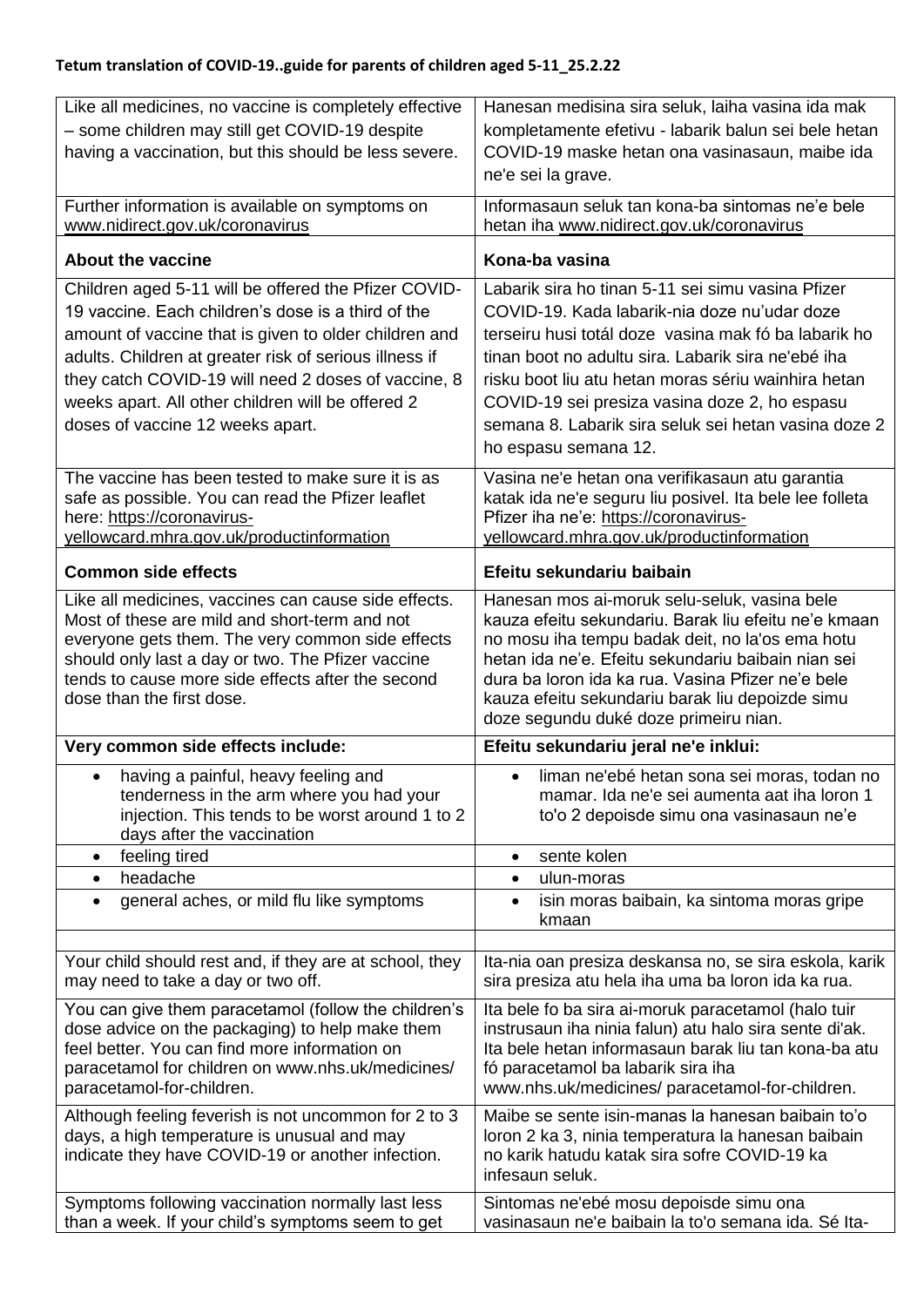**Tetum translation of COVID-19..guide for parents of children aged 5-11_25.2.22**

| | |
|---|---|
| Like all medicines, no vaccine is completely effective – some children may still get COVID-19 despite having a vaccination, but this should be less severe. | Hanesan medisina sira seluk, laiha vasina ida mak kompletamente efetivu - labarik balun sei bele hetan COVID-19 maske hetan ona vasinasaun, maibe ida ne'e sei la grave. |
| Further information is available on symptoms on www.nidirect.gov.uk/coronavirus | Informasaun seluk tan kona-ba sintomas ne'e bele hetan iha www.nidirect.gov.uk/coronavirus |
| **About the vaccine** | **Kona-ba vasina** |
| Children aged 5-11 will be offered the Pfizer COVID-19 vaccine. Each children's dose is a third of the amount of vaccine that is given to older children and adults. Children at greater risk of serious illness if they catch COVID-19 will need 2 doses of vaccine, 8 weeks apart. All other children will be offered 2 doses of vaccine 12 weeks apart. | Labarik sira ho tinan 5-11 sei simu vasina Pfizer COVID-19. Kada labarik-nia doze nu'udar doze terseiru husi totál doze vasina mak fó ba labarik ho tinan boot no adultu sira. Labarik sira ne'ebé iha risku boot liu atu hetan moras sériu wainhira hetan COVID-19 sei presiza vasina doze 2, ho espasu semana 8. Labarik sira seluk sei hetan vasina doze 2 ho espasu semana 12. |
| The vaccine has been tested to make sure it is as safe as possible. You can read the Pfizer leaflet here: https://coronavirus-yellowcard.mhra.gov.uk/productinformation | Vasina ne'e hetan ona verifikasaun atu garantia katak ida ne'e seguru liu posivel. Ita bele lee folleta Pfizer iha ne'e: https://coronavirus-yellowcard.mhra.gov.uk/productinformation |
| **Common side effects** | **Efeitu sekundariu baibain** |
| Like all medicines, vaccines can cause side effects. Most of these are mild and short-term and not everyone gets them. The very common side effects should only last a day or two. The Pfizer vaccine tends to cause more side effects after the second dose than the first dose. | Hanesan mos ai-moruk selu-seluk, vasina bele kauza efeitu sekundariu. Barak liu efeitu ne'e kmaan no mosu iha tempu badak deit, no la'os ema hotu hetan ida ne'e. Efeitu sekundariu baibain nian sei dura ba loron ida ka rua. Vasina Pfizer ne'e bele kauza efeitu sekundariu barak liu depoizde simu doze segundu duké doze primeiru nian. |
| **Very common side effects include:** | **Efeitu sekundariu jeral ne'e inklui:** |
| • having a painful, heavy feeling and tenderness in the arm where you had your injection. This tends to be worst around 1 to 2 days after the vaccination | • liman ne'ebé hetan sona sei moras, todan no mamar. Ida ne'e sei aumenta aat iha loron 1 to'o 2 depoisde simu ona vasinasaun ne'e |
| • feeling tired | • sente kolen |
| • headache | • ulun-moras |
| • general aches, or mild flu like symptoms | • isin moras baibain, ka sintoma moras gripe kmaan |
| | |
| Your child should rest and, if they are at school, they may need to take a day or two off. | Ita-nia oan presiza deskansa no, se sira eskola, karik sira presiza atu hela iha uma ba loron ida ka rua. |
| You can give them paracetamol (follow the children's dose advice on the packaging) to help make them feel better. You can find more information on paracetamol for children on www.nhs.uk/medicines/ paracetamol-for-children. | Ita bele fo ba sira ai-moruk paracetamol (halo tuir instrusaun iha ninia falun) atu halo sira sente di'ak. Ita bele hetan informasaun barak liu tan kona-ba atu fó paracetamol ba labarik sira iha www.nhs.uk/medicines/ paracetamol-for-children. |
| Although feeling feverish is not uncommon for 2 to 3 days, a high temperature is unusual and may indicate they have COVID-19 or another infection. | Maibe se sente isin-manas la hanesan baibain to'o loron 2 ka 3, ninia temperatura la hanesan baibain no karik hatudu katak sira sofre COVID-19 ka infesaun seluk. |
| Symptoms following vaccination normally last less than a week. If your child's symptoms seem to get | Sintomas ne'ebé mosu depoisde simu ona vasinasaun ne'e baibain la to'o semana ida. Sé Ita- |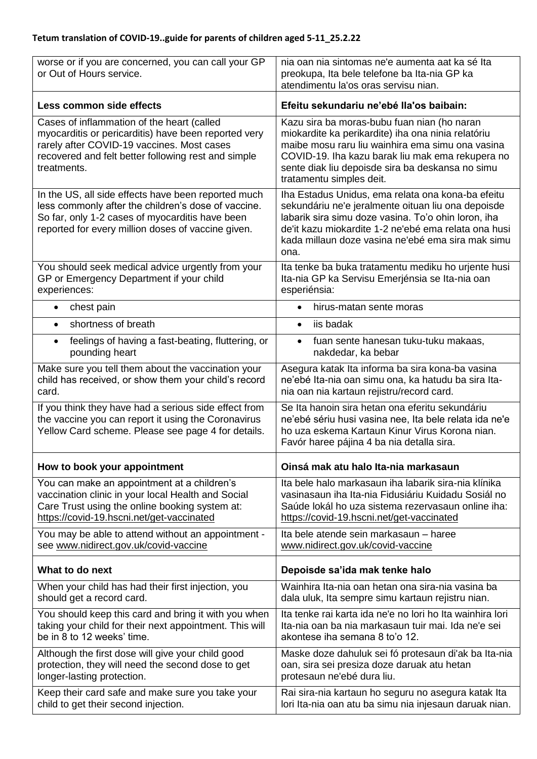| worse or if you are concerned, you can call your GP or Out of Hours service. | nia oan nia sintomas ne'e aumenta aat ka sé Ita preokupa, Ita bele telefone ba Ita-nia GP ka atendimentu la'os oras servisu nian. |
|---|---|
| **Less common side effects** | **Efeitu sekundariu ne'ebé lla'os baibain:** |
| Cases of inflammation of the heart (called myocarditis or pericarditis) have been reported very rarely after COVID-19 vaccines. Most cases recovered and felt better following rest and simple treatments. | Kazu sira ba moras-bubu fuan nian (ho naran miokardite ka perikardite) iha ona ninia relatóriu maibe mosu raru liu wainhira ema simu ona vasina COVID-19. Iha kazu barak liu mak ema rekupera no sente diak liu depoisde sira ba deskansa no simu tratamentu simples deit. |
| In the US, all side effects have been reported much less commonly after the children's dose of vaccine. So far, only 1-2 cases of myocarditis have been reported for every million doses of vaccine given. | Iha Estadus Unidus, ema relata ona kona-ba efeitu sekundáriu ne'e jeralmente oituan liu ona depoisde labarik sira simu doze vasina. To'o ohin loron, iha de'it kazu miokardite 1-2 ne'ebé ema relata ona husi kada millaun doze vasina ne'ebé ema sira mak simu ona. |
| You should seek medical advice urgently from your GP or Emergency Department if your child experiences: | Ita tenke ba buka tratamentu mediku ho urjente husi Ita-nia GP ka Servisu Emerjénsia se Ita-nia oan esperiénsia: |
| • chest pain | • hirus-matan sente moras |
| • shortness of breath | • iis badak |
| • feelings of having a fast-beating, fluttering, or pounding heart | • fuan sente hanesan tuku-tuku makaas, nakdedar, ka bebar |
| Make sure you tell them about the vaccination your child has received, or show them your child's record card. | Asegura katak Ita informa ba sira kona-ba vasina ne'ebé Ita-nia oan simu ona, ka hatudu ba sira Ita-nia oan nia kartaun rejistru/record card. |
| If you think they have had a serious side effect from the vaccine you can report it using the Coronavirus Yellow Card scheme. Please see page 4 for details. | Se Ita hanoin sira hetan ona eferitu sekundáriu ne'ebé sériu husi vasina nee, Ita bele relata ida ne'e ho uza eskema Kartaun Kinur Virus Korona nian. Favór haree pájina 4 ba nia detalla sira. |
| **How to book your appointment** | **Oinsá mak atu halo Ita-nia markasaun** |
| You can make an appointment at a children's vaccination clinic in your local Health and Social Care Trust using the online booking system at: https://covid-19.hscni.net/get-vaccinated | Ita bele halo markasaun iha labarik sira-nia klínika vasinasaun iha Ita-nia Fidusiáriu Kuidadu Sosiál no Saúde lokál ho uza sistema rezervasaun online iha: https://covid-19.hscni.net/get-vaccinated |
| You may be able to attend without an appointment - see www.nidirect.gov.uk/covid-vaccine | Ita bele atende sein markasaun – haree www.nidirect.gov.uk/covid-vaccine |
| **What to do next** | **Depoisde sa'ida mak tenke halo** |
| When your child has had their first injection, you should get a record card. | Wainhira Ita-nia oan hetan ona sira-nia vasina ba dala uluk, Ita sempre simu kartaun rejistru nian. |
| You should keep this card and bring it with you when taking your child for their next appointment. This will be in 8 to 12 weeks' time. | Ita tenke rai karta ida ne'e no lori ho Ita wainhira lori Ita-nia oan ba nia markasaun tuir mai. Ida ne'e sei akontese iha semana 8 to'o 12. |
| Although the first dose will give your child good protection, they will need the second dose to get longer-lasting protection. | Maske doze dahuluk sei fó protesaun di'ak ba Ita-nia oan, sira sei presiza doze daruak atu hetan protesaun ne'ebé dura liu. |
| Keep their card safe and make sure you take your child to get their second injection. | Rai sira-nia kartaun ho seguru no asegura katak Ita lori Ita-nia oan atu ba simu nia injesaun daruak nian. |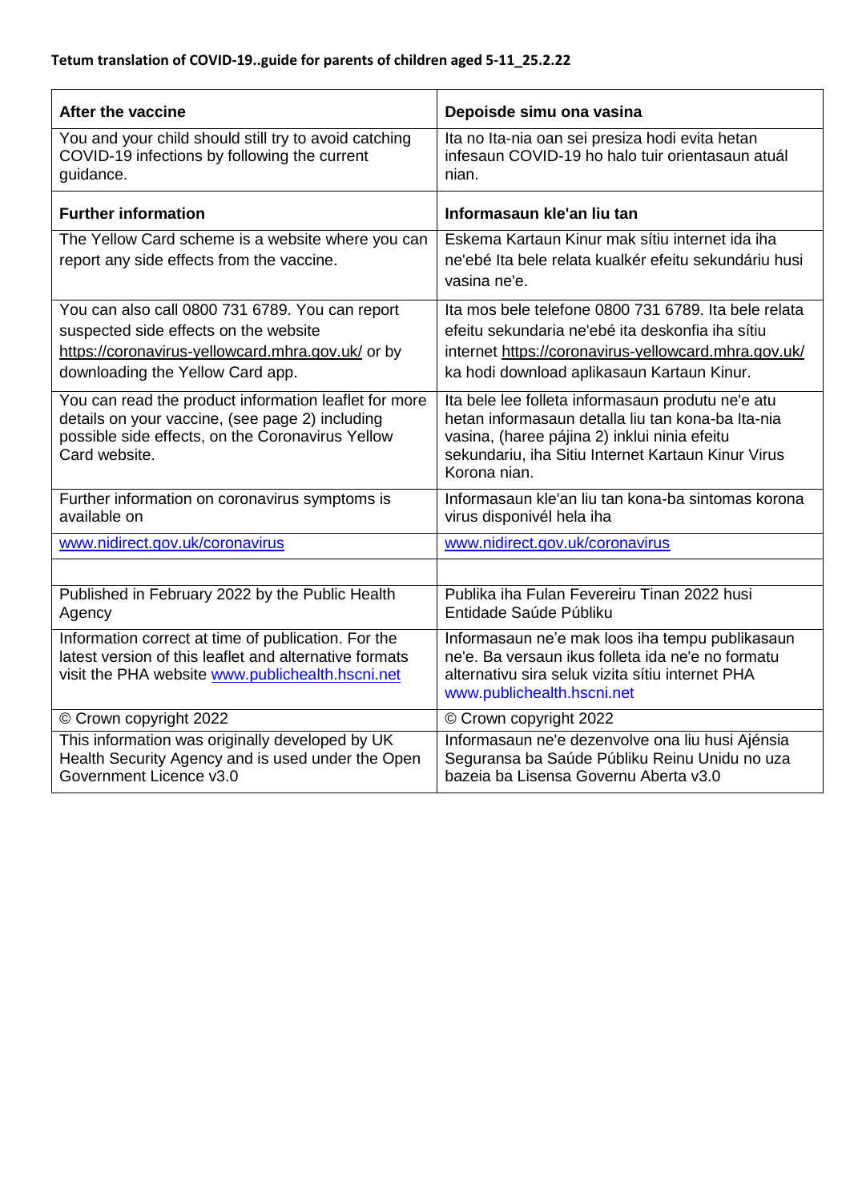**Tetum translation of COVID-19..guide for parents of children aged 5-11_25.2.22**

| | |
|---|---|
| **After the vaccine** | **Depoisde simu ona vasina** |
| You and your child should still try to avoid catching COVID-19 infections by following the current guidance. | Ita no Ita-nia oan sei presiza hodi evita hetan infesaun COVID-19 ho halo tuir orientasaun atuál nian. |
| **Further information** | **Informasaun kle'an liu tan** |
| The Yellow Card scheme is a website where you can report any side effects from the vaccine. | Eskema Kartaun Kinur mak sítiu internet ida iha ne'ebé Ita bele relata kualkér efeitu sekundáriu husi vasina ne'e. |
| You can also call 0800 731 6789. You can report suspected side effects on the website https://coronavirus-yellowcard.mhra.gov.uk/ or by downloading the Yellow Card app. | Ita mos bele telefone 0800 731 6789. Ita bele relata efeitu sekundaria ne'ebé ita deskonfia iha sítiu internet https://coronavirus-yellowcard.mhra.gov.uk/ ka hodi download aplikasaun Kartaun Kinur. |
| You can read the product information leaflet for more details on your vaccine, (see page 2) including possible side effects, on the Coronavirus Yellow Card website. | Ita bele lee folleta informasaun produtu ne'e atu hetan informasaun detalla liu tan kona-ba Ita-nia vasina, (haree pájina 2) inklui ninia efeitu sekundariu, iha Sitiu Internet Kartaun Kinur Virus Korona nian. |
| Further information on coronavirus symptoms is available on | Informasaun kle'an liu tan kona-ba sintomas korona virus disponivél hela iha |
| www.nidirect.gov.uk/coronavirus | www.nidirect.gov.uk/coronavirus |
| | |
| Published in February 2022 by the Public Health Agency | Publika iha Fulan Fevereiru Tinan 2022 husi Entidade Saúde Públiku |
| Information correct at time of publication. For the latest version of this leaflet and alternative formats visit the PHA website www.publichealth.hscni.net | Informasaun ne'e mak loos iha tempu publikasaun ne'e. Ba versaun ikus folleta ida ne'e no formatu alternativu sira seluk vizita sítiu internet PHA www.publichealth.hscni.net |
| © Crown copyright 2022 | © Crown copyright 2022 |
| This information was originally developed by UK Health Security Agency and is used under the Open Government Licence v3.0 | Informasaun ne'e dezenvolve ona liu husi Ajénsia Seguransa ba Saúde Públiku Reinu Unidu no uza bazeia ba Lisensa Governu Aberta v3.0 |